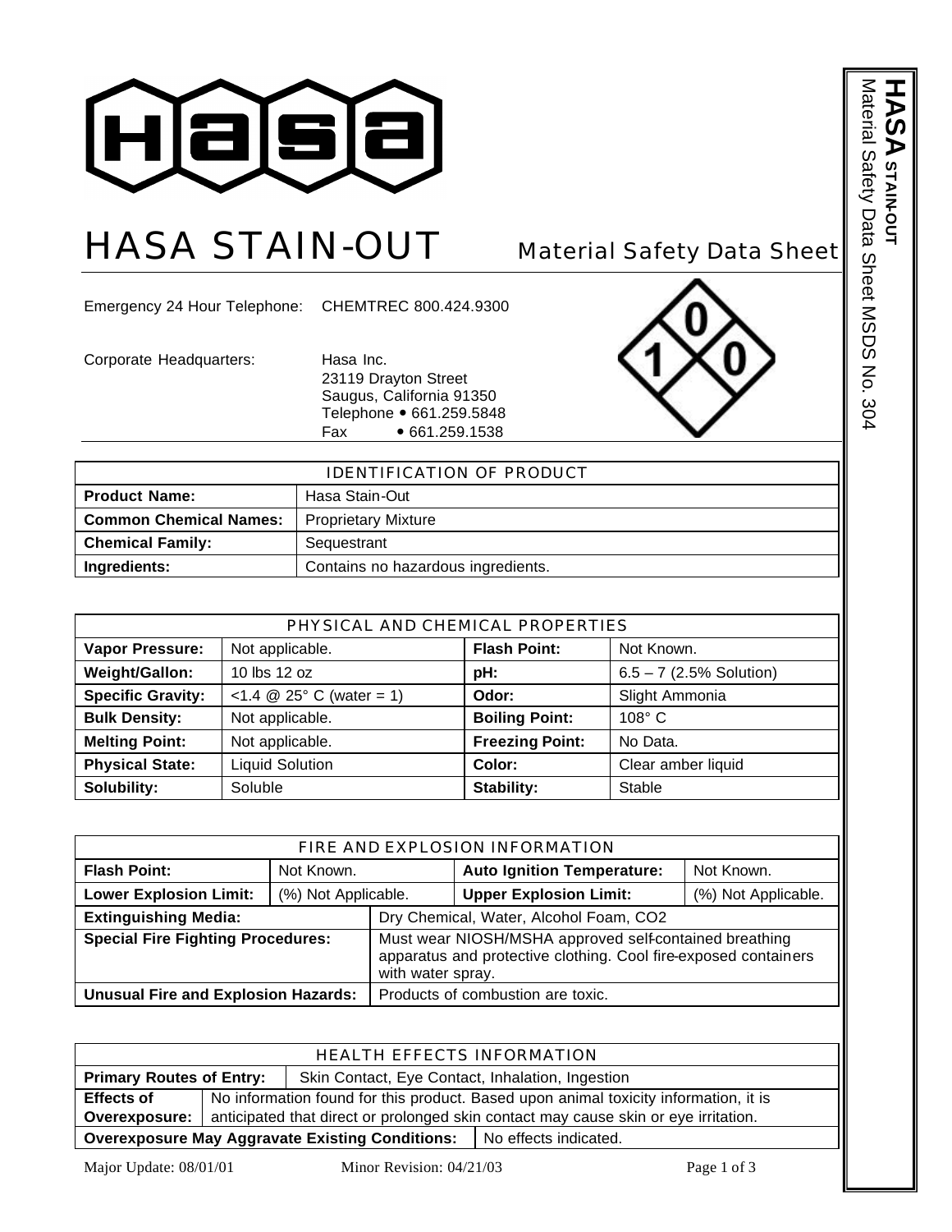# HASA STAIN-OUT

## Material Safety Data Sheet

Emergency 24 Hour Telephone: CHEMTREC 800.424.9300

Corporate Headquarters: Hasa Inc.
23119 Drayton Street
Saugus, California 91350
Telephone • 661.259.5848
Fax • 661.259.1538

| IDENTIFICATION OF PRODUCT | |
|---|---|
| **Product Name:** | Hasa Stain-Out |
| **Common Chemical Names:** | Proprietary Mixture |
| **Chemical Family:** | Sequestrant |
| **Ingredients:** | Contains no hazardous ingredients. |

| PHYSICAL AND CHEMICAL PROPERTIES | | | |
|---|---|---|---|
| **Vapor Pressure:** | Not applicable. | **Flash Point:** | Not Known. |
| **Weight/Gallon:** | 10 lbs 12 oz | **pH:** | 6.5 – 7 (2.5% Solution) |
| **Specific Gravity:** | <1.4 @ 25° C (water = 1) | **Odor:** | Slight Ammonia |
| **Bulk Density:** | Not applicable. | **Boiling Point:** | 108° C |
| **Melting Point:** | Not applicable. | **Freezing Point:** | No Data. |
| **Physical State:** | Liquid Solution | **Color:** | Clear amber liquid |
| **Solubility:** | Soluble | **Stability:** | Stable |

| FIRE AND EXPLOSION INFORMATION | | | |
|---|---|---|---|
| **Flash Point:** | Not Known. | **Auto Ignition Temperature:** | Not Known. |
| **Lower Explosion Limit:** | (%) Not Applicable. | **Upper Explosion Limit:** | (%) Not Applicable. |
| **Extinguishing Media:** | Dry Chemical, Water, Alcohol Foam, CO2 | | |
| **Special Fire Fighting Procedures:** | Must wear NIOSH/MSHA approved self-contained breathing apparatus and protective clothing. Cool fire-exposed containers with water spray. | | |
| **Unusual Fire and Explosion Hazards:** | Products of combustion are toxic. | | |

| HEALTH EFFECTS INFORMATION | |
|---|---|
| **Primary Routes of Entry:** | Skin Contact, Eye Contact, Inhalation, Ingestion |
| **Effects of Overexposure:** | No information found for this product. Based upon animal toxicity information, it is anticipated that direct or prolonged skin contact may cause skin or eye irritation. |
| **Overexposure May Aggravate Existing Conditions:** | No effects indicated. |

Major Update: 08/01/01 Minor Revision: 04/21/03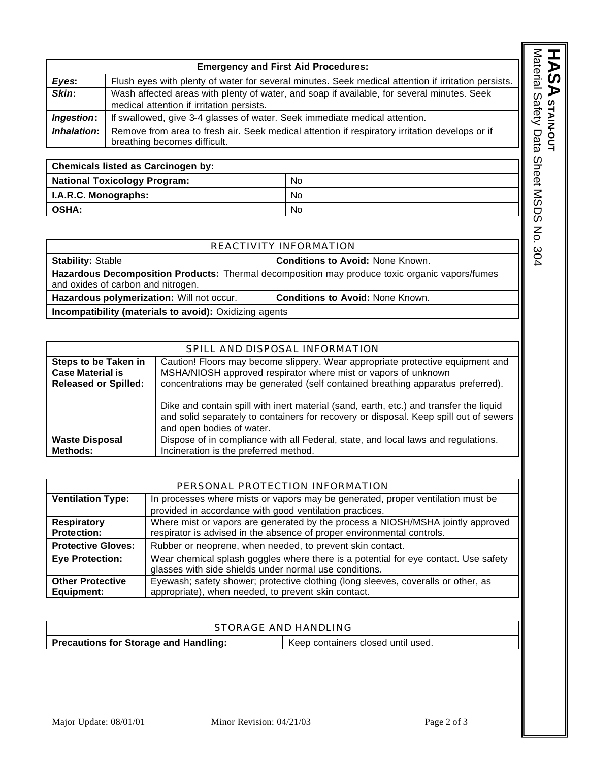| Emergency and First Aid Procedures: | |
|---|---|
| ***Eyes*:** | Flush eyes with plenty of water for several minutes. Seek medical attention if irritation persists. |
| ***Skin*:** | Wash affected areas with plenty of water, and soap if available, for several minutes. Seek medical attention if irritation persists. |
| ***Ingestion*:** | If swallowed, give 3-4 glasses of water. Seek immediate medical attention. |
| ***Inhalation*:** | Remove from area to fresh air. Seek medical attention if respiratory irritation develops or if breathing becomes difficult. |

| Chemicals listed as Carcinogen by: | |
|---|---|
| **National Toxicology Program:** | No |
| **I.A.R.C. Monographs:** | No |
| **OSHA:** | No |

| REACTIVITY INFORMATION | |
|---|---|
| **Stability:** Stable | **Conditions to Avoid:** None Known. |
| **Hazardous Decomposition Products:** Thermal decomposition may produce toxic organic vapors/fumes and oxides of carbon and nitrogen. | |
| **Hazardous polymerization:** Will not occur. | **Conditions to Avoid:** None Known. |
| **Incompatibility (materials to avoid):** Oxidizing agents | |

| SPILL AND DISPOSAL INFORMATION | |
|---|---|
| **Steps to be Taken in Case Material is Released or Spilled:** | Caution! Floors may become slippery. Wear appropriate protective equipment and MSHA/NIOSH approved respirator where mist or vapors of unknown concentrations may be generated (self contained breathing apparatus preferred).<br><br>Dike and contain spill with inert material (sand, earth, etc.) and transfer the liquid and solid separately to containers for recovery or disposal. Keep spill out of sewers and open bodies of water. |
| **Waste Disposal Methods:** | Dispose of in compliance with all Federal, state, and local laws and regulations. Incineration is the preferred method. |

| PERSONAL PROTECTION INFORMATION | |
|---|---|
| **Ventilation Type:** | In processes where mists or vapors may be generated, proper ventilation must be provided in accordance with good ventilation practices. |
| **Respiratory Protection:** | Where mist or vapors are generated by the process a NIOSH/MSHA jointly approved respirator is advised in the absence of proper environmental controls. |
| **Protective Gloves:** | Rubber or neoprene, when needed, to prevent skin contact. |
| **Eye Protection:** | Wear chemical splash goggles where there is a potential for eye contact. Use safety glasses with side shields under normal use conditions. |
| **Other Protective Equipment:** | Eyewash; safety shower; protective clothing (long sleeves, coveralls or other, as appropriate), when needed, to prevent skin contact. |

| STORAGE AND HANDLING | |
|---|---|
| **Precautions for Storage and Handling:** | Keep containers closed until used. |

Major Update: 08/01/01 Minor Revision: 04/21/03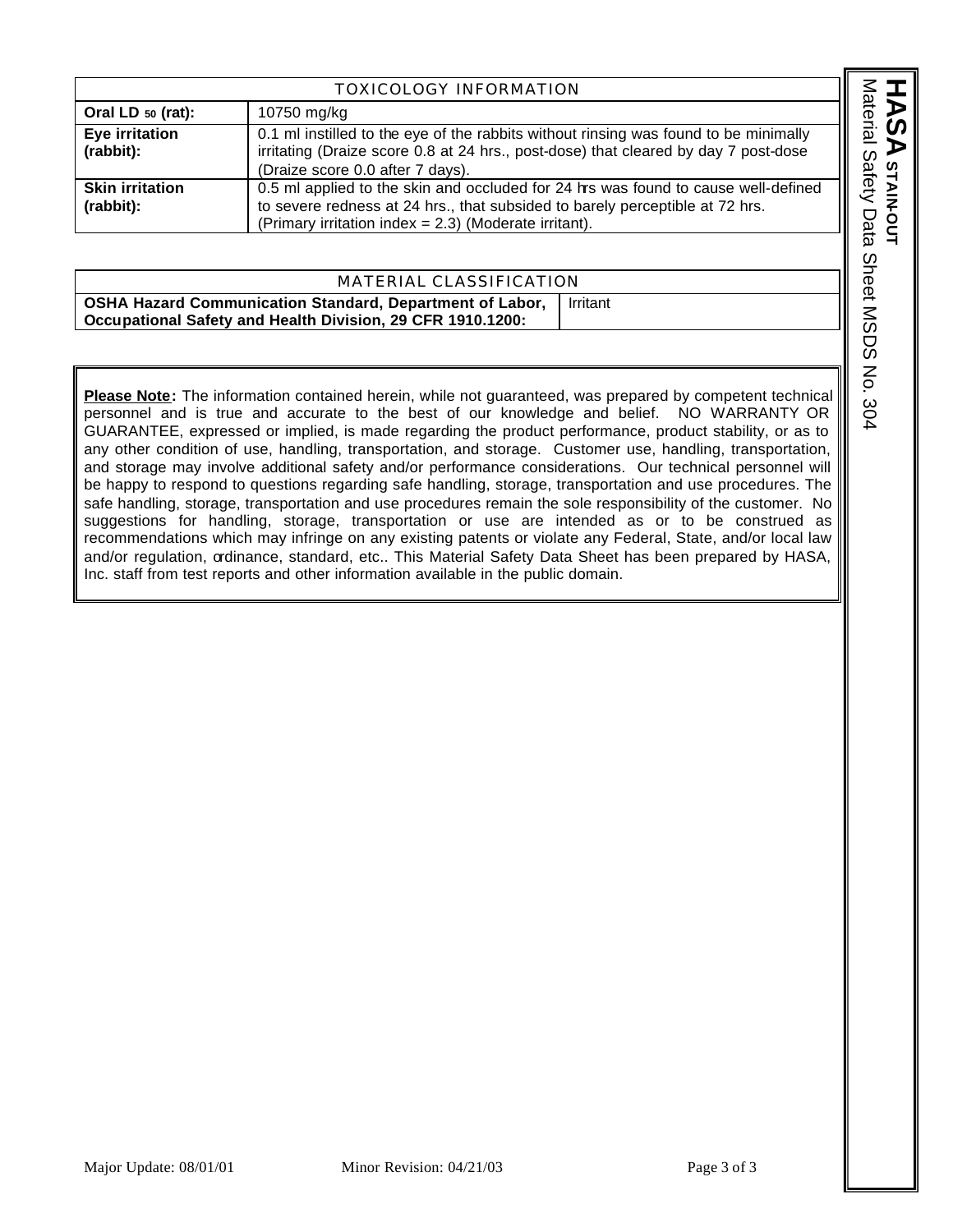## TOXICOLOGY INFORMATION

| | |
|---|---|
| **Oral LD 50 (rat):** | 10750 mg/kg |
| **Eye irritation (rabbit):** | 0.1 ml instilled to the eye of the rabbits without rinsing was found to be minimally irritating (Draize score 0.8 at 24 hrs., post-dose) that cleared by day 7 post-dose (Draize score 0.0 after 7 days). |
| **Skin irritation (rabbit):** | 0.5 ml applied to the skin and occluded for 24 hrs was found to cause well-defined to severe redness at 24 hrs., that subsided to barely perceptible at 72 hrs. (Primary irritation index = 2.3) (Moderate irritant). |

## MATERIAL CLASSIFICATION

| | |
|---|---|
| **OSHA Hazard Communication Standard, Department of Labor, Occupational Safety and Health Division, 29 CFR 1910.1200:** | Irritant |

**Please Note:** The information contained herein, while not guaranteed, was prepared by competent technical personnel and is true and accurate to the best of our knowledge and belief. NO WARRANTY OR GUARANTEE, expressed or implied, is made regarding the product performance, product stability, or as to any other condition of use, handling, transportation, and storage. Customer use, handling, transportation, and storage may involve additional safety and/or performance considerations. Our technical personnel will be happy to respond to questions regarding safe handling, storage, transportation and use procedures. The safe handling, storage, transportation and use procedures remain the sole responsibility of the customer. No suggestions for handling, storage, transportation or use are intended as or to be construed as recommendations which may infringe on any existing patents or violate any Federal, State, and/or local law and/or regulation, ordinance, standard, etc.. This Material Safety Data Sheet has been prepared by HASA, Inc. staff from test reports and other information available in the public domain.

Major Update: 08/01/01 Minor Revision: 04/21/03